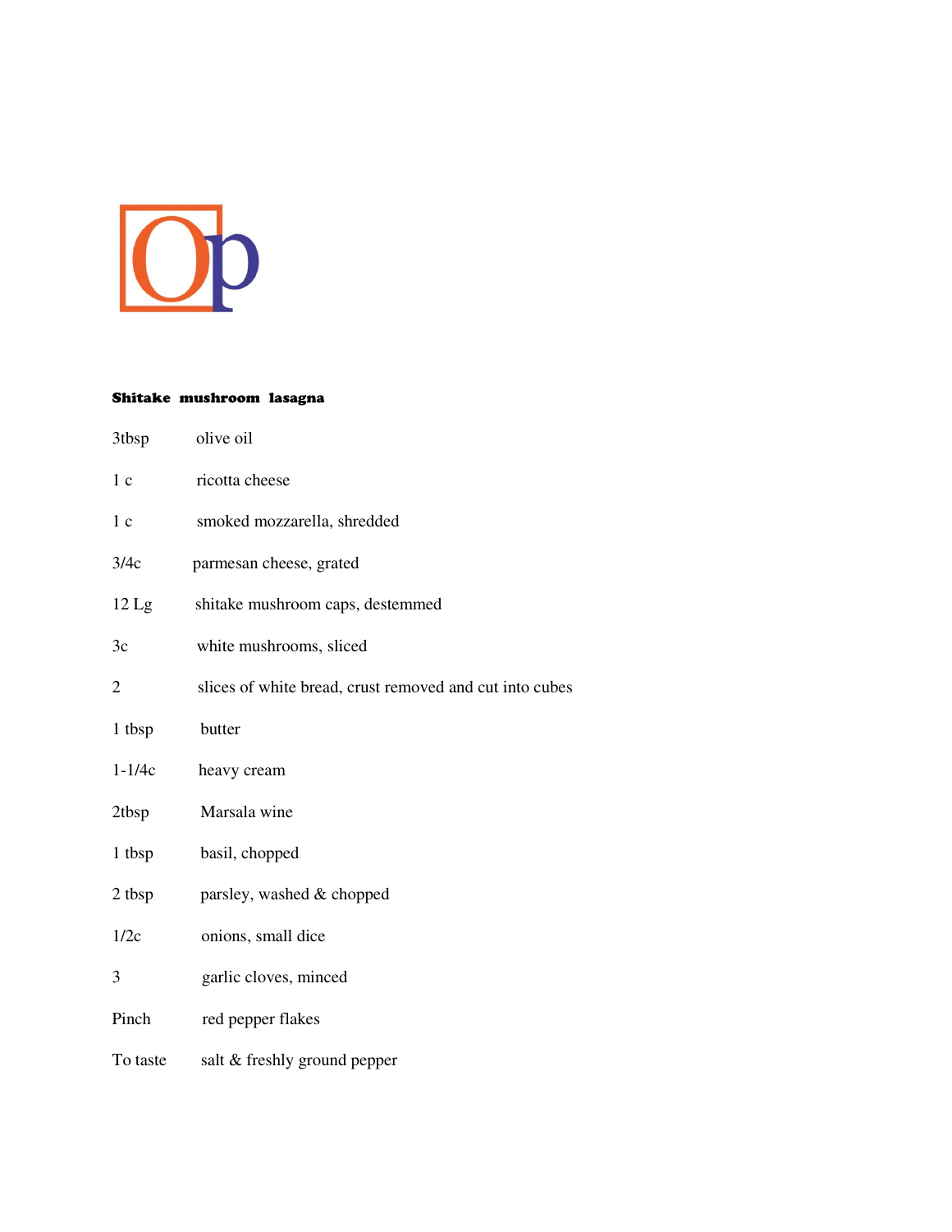**Shitake mushroom lasagna**

| | |
|---|---|
| 3tbsp | olive oil |
| 1 c | ricotta cheese |
| 1 c | smoked mozzarella, shredded |
| 3/4c | parmesan cheese, grated |
| 12 Lg | shitake mushroom caps, destemmed |
| 3c | white mushrooms, sliced |
| 2 | slices of white bread, crust removed and cut into cubes |
| 1 tbsp | butter |
| 1-1/4c | heavy cream |
| 2tbsp | Marsala wine |
| 1 tbsp | basil, chopped |
| 2 tbsp | parsley, washed & chopped |
| 1/2c | onions, small dice |
| 3 | garlic cloves, minced |
| Pinch | red pepper flakes |
| To taste | salt & freshly ground pepper |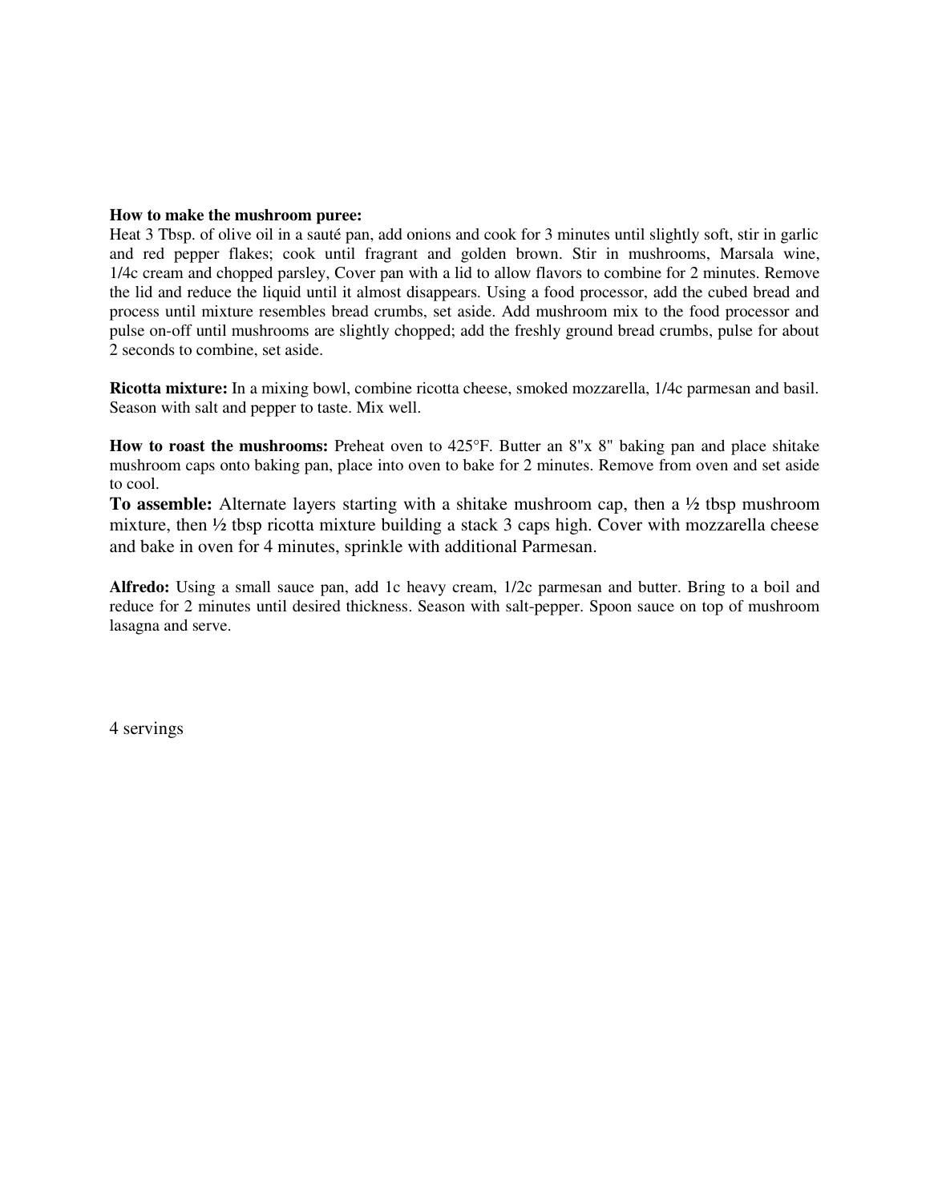**How to make the mushroom puree:**
Heat 3 Tbsp. of olive oil in a sauté pan, add onions and cook for 3 minutes until slightly soft, stir in garlic and red pepper flakes; cook until fragrant and golden brown. Stir in mushrooms, Marsala wine, 1/4c cream and chopped parsley, Cover pan with a lid to allow flavors to combine for 2 minutes. Remove the lid and reduce the liquid until it almost disappears. Using a food processor, add the cubed bread and process until mixture resembles bread crumbs, set aside. Add mushroom mix to the food processor and pulse on-off until mushrooms are slightly chopped; add the freshly ground bread crumbs, pulse for about 2 seconds to combine, set aside.

**Ricotta mixture:** In a mixing bowl, combine ricotta cheese, smoked mozzarella, 1/4c parmesan and basil. Season with salt and pepper to taste. Mix well.

**How to roast the mushrooms:** Preheat oven to 425°F. Butter an 8"x 8" baking pan and place shitake mushroom caps onto baking pan, place into oven to bake for 2 minutes. Remove from oven and set aside to cool.

**To assemble:** Alternate layers starting with a shitake mushroom cap, then a ½ tbsp mushroom mixture, then ½ tbsp ricotta mixture building a stack 3 caps high. Cover with mozzarella cheese and bake in oven for 4 minutes, sprinkle with additional Parmesan.

**Alfredo:** Using a small sauce pan, add 1c heavy cream, 1/2c parmesan and butter. Bring to a boil and reduce for 2 minutes until desired thickness. Season with salt-pepper. Spoon sauce on top of mushroom lasagna and serve.

4 servings